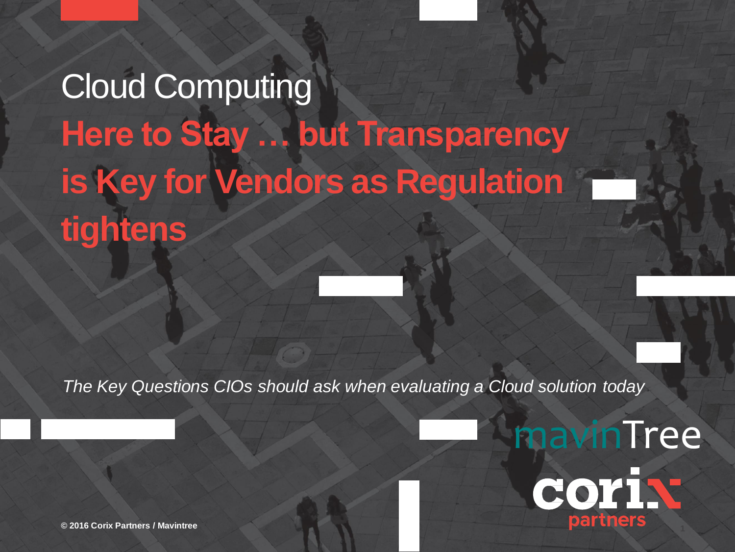# Cloud Computing

## Here to Stay … but Transparency is Key for Vendors as Regulation tightens

*The Key Questions CIOs should ask when evaluating a Cloud solution today*

mavinTree

corix partners

**© 2016 Corix Partners / Mavintree**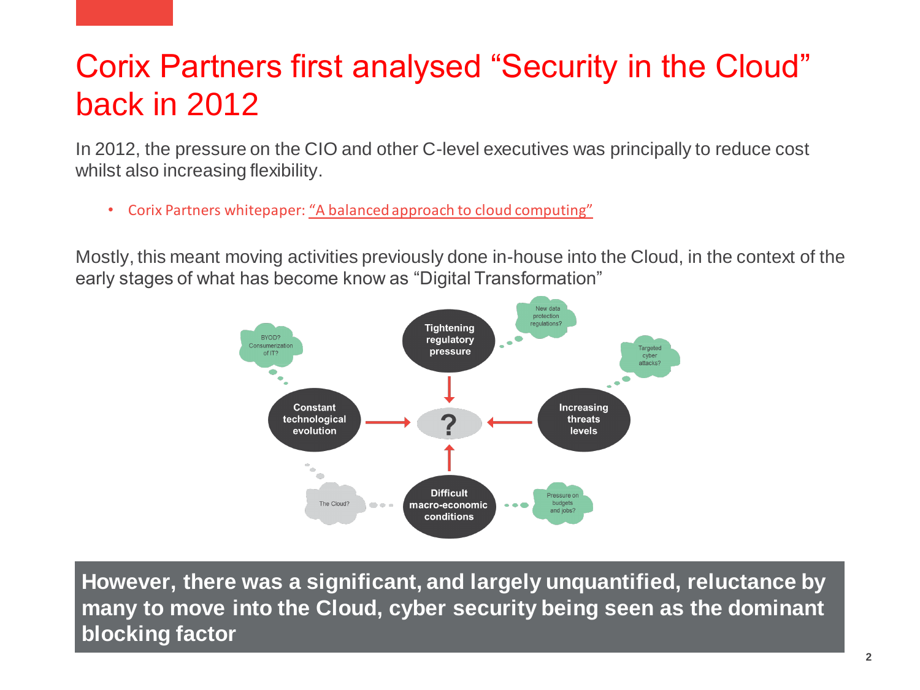# Corix Partners first analysed “Security in the Cloud” back in 2012

In 2012, the pressure on the CIO and other C-level executives was principally to reduce cost whilst also increasing flexibility.

- Corix Partners whitepaper: “A balanced approach to cloud computing”

Mostly, this meant moving activities previously done in-house into the Cloud, in the context of the early stages of what has become know as “Digital Transformation”

Tightening regulatory pressure

New data protection regulations?

BYOD? Consumerization of IT?

Targeted cyber attacks?

Constant technological evolution

?

Increasing threats levels

The Cloud?

Difficult macro-economic conditions

Pressure on budgets and jobs?

**However, there was a significant, and largely unquantified, reluctance by many to move into the Cloud, cyber security being seen as the dominant blocking factor**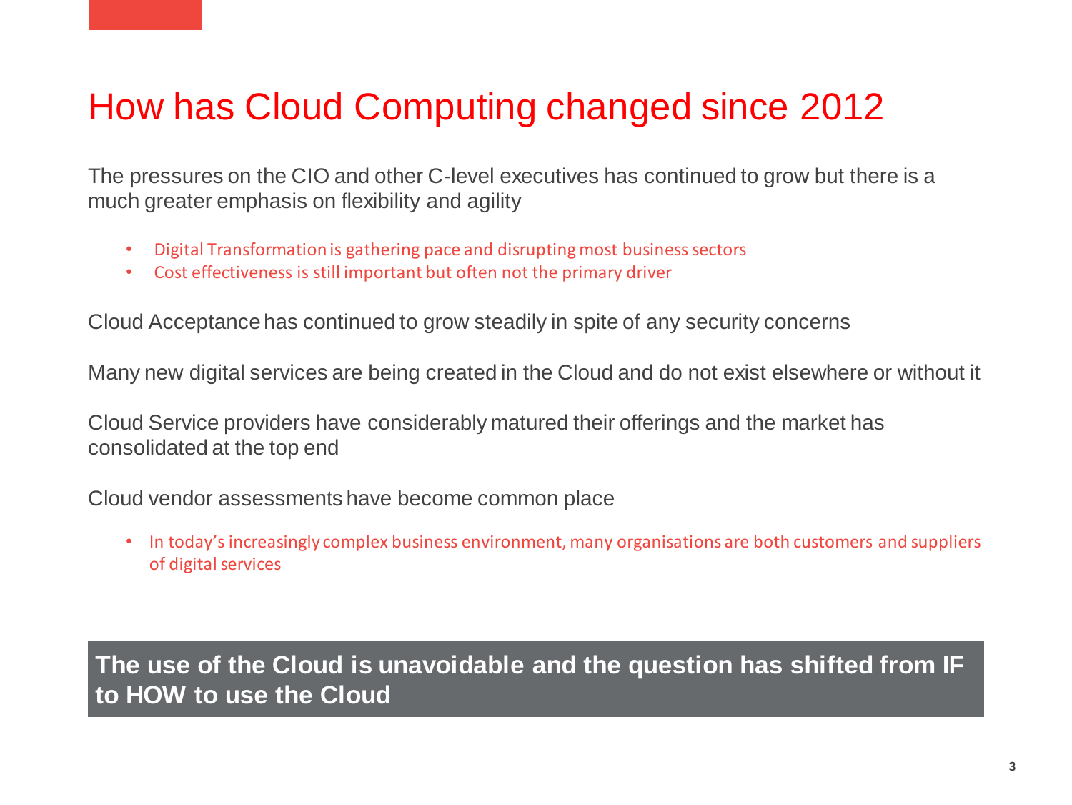# How has Cloud Computing changed since 2012

The pressures on the CIO and other C-level executives has continued to grow but there is a much greater emphasis on flexibility and agility

- Digital Transformation is gathering pace and disrupting most business sectors
- Cost effectiveness is still important but often not the primary driver

Cloud Acceptance has continued to grow steadily in spite of any security concerns

Many new digital services are being created in the Cloud and do not exist elsewhere or without it

Cloud Service providers have considerably matured their offerings and the market has consolidated at the top end

Cloud vendor assessments have become common place

- In today's increasingly complex business environment, many organisations are both customers and suppliers of digital services

**The use of the Cloud is unavoidable and the question has shifted from IF to HOW to use the Cloud**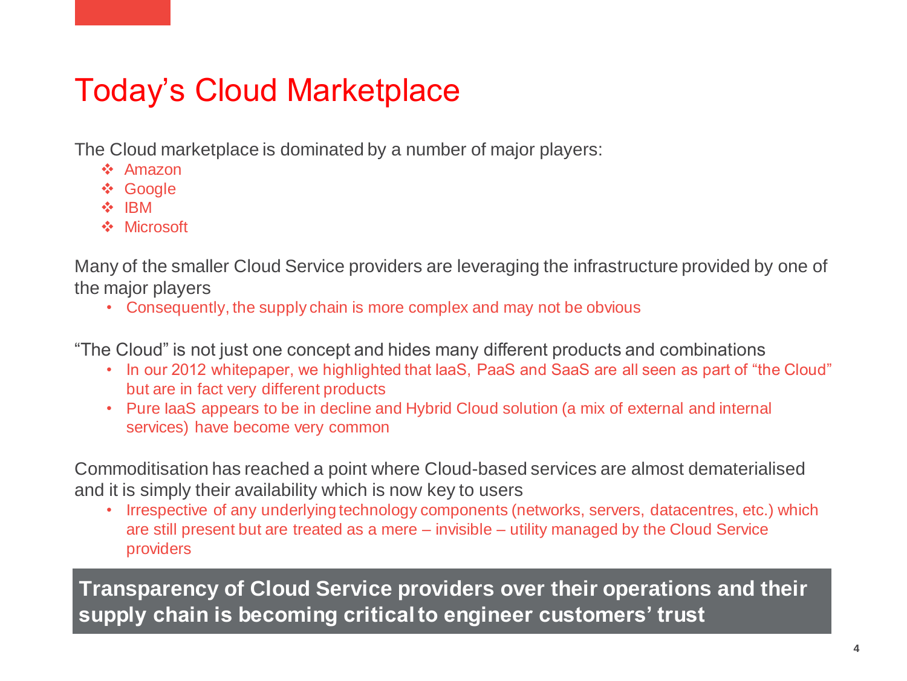# Today's Cloud Marketplace

The Cloud marketplace is dominated by a number of major players:

- Amazon
- Google
- IBM
- Microsoft

Many of the smaller Cloud Service providers are leveraging the infrastructure provided by one of the major players

- Consequently, the supply chain is more complex and may not be obvious

"The Cloud" is not just one concept and hides many different products and combinations

- In our 2012 whitepaper, we highlighted that IaaS, PaaS and SaaS are all seen as part of "the Cloud" but are in fact very different products
- Pure IaaS appears to be in decline and Hybrid Cloud solution (a mix of external and internal services) have become very common

Commoditisation has reached a point where Cloud-based services are almost dematerialised and it is simply their availability which is now key to users

- Irrespective of any underlying technology components (networks, servers, datacentres, etc.) which are still present but are treated as a mere – invisible – utility managed by the Cloud Service providers

**Transparency of Cloud Service providers over their operations and their supply chain is becoming critical to engineer customers' trust**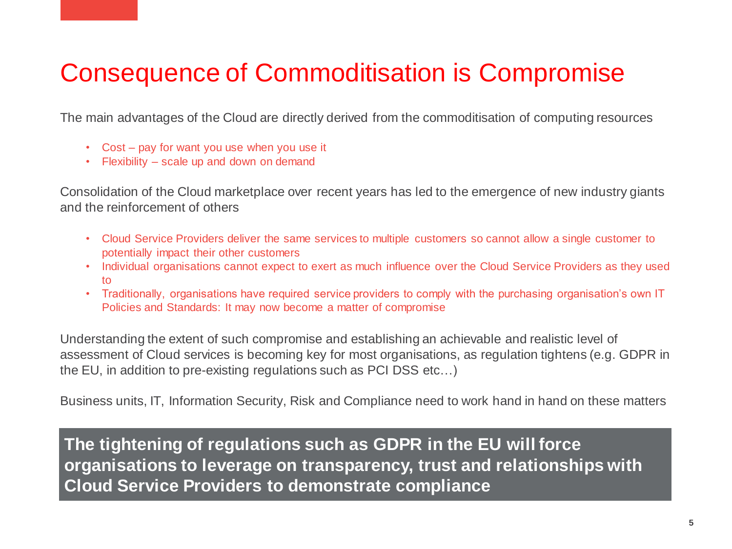# Consequence of Commoditisation is Compromise

The main advantages of the Cloud are directly derived from the commoditisation of computing resources

- Cost – pay for want you use when you use it
- Flexibility – scale up and down on demand

Consolidation of the Cloud marketplace over recent years has led to the emergence of new industry giants and the reinforcement of others

- Cloud Service Providers deliver the same services to multiple customers so cannot allow a single customer to potentially impact their other customers
- Individual organisations cannot expect to exert as much influence over the Cloud Service Providers as they used to
- Traditionally, organisations have required service providers to comply with the purchasing organisation's own IT Policies and Standards: It may now become a matter of compromise

Understanding the extent of such compromise and establishing an achievable and realistic level of assessment of Cloud services is becoming key for most organisations, as regulation tightens (e.g. GDPR in the EU, in addition to pre-existing regulations such as PCI DSS etc…)

Business units, IT, Information Security, Risk and Compliance need to work hand in hand on these matters

**The tightening of regulations such as GDPR in the EU will force organisations to leverage on transparency, trust and relationships with Cloud Service Providers to demonstrate compliance**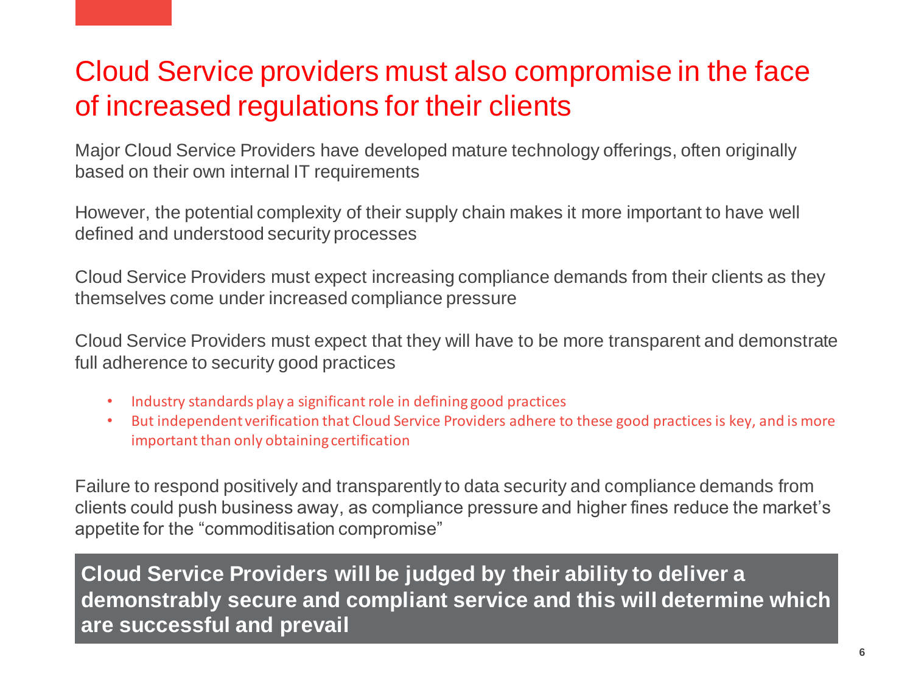# Cloud Service providers must also compromise in the face of increased regulations for their clients

Major Cloud Service Providers have developed mature technology offerings, often originally based on their own internal IT requirements

However, the potential complexity of their supply chain makes it more important to have well defined and understood security processes

Cloud Service Providers must expect increasing compliance demands from their clients as they themselves come under increased compliance pressure

Cloud Service Providers must expect that they will have to be more transparent and demonstrate full adherence to security good practices

- Industry standards play a significant role in defining good practices
- But independent verification that Cloud Service Providers adhere to these good practices is key, and is more important than only obtaining certification

Failure to respond positively and transparently to data security and compliance demands from clients could push business away, as compliance pressure and higher fines reduce the market's appetite for the "commoditisation compromise"

**Cloud Service Providers will be judged by their ability to deliver a demonstrably secure and compliant service and this will determine which are successful and prevail**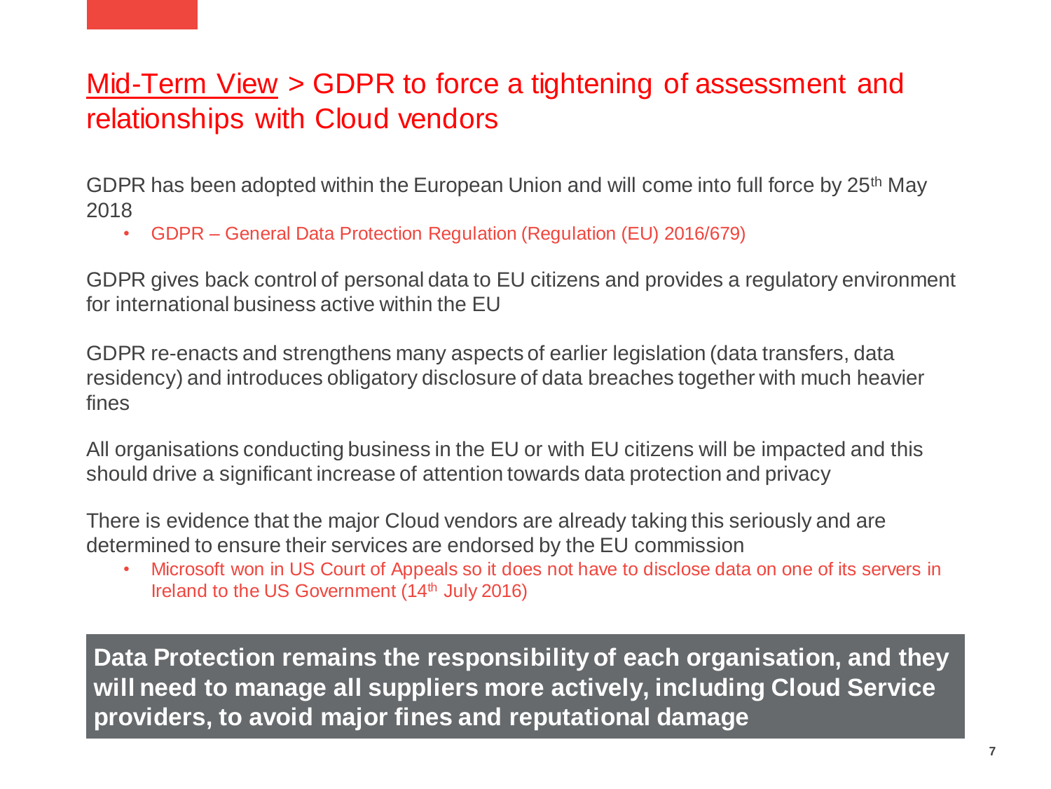## Mid-Term View > GDPR to force a tightening of assessment and relationships with Cloud vendors

GDPR has been adopted within the European Union and will come into full force by 25th May 2018

- GDPR – General Data Protection Regulation (Regulation (EU) 2016/679)

GDPR gives back control of personal data to EU citizens and provides a regulatory environment for international business active within the EU

GDPR re-enacts and strengthens many aspects of earlier legislation (data transfers, data residency) and introduces obligatory disclosure of data breaches together with much heavier fines

All organisations conducting business in the EU or with EU citizens will be impacted and this should drive a significant increase of attention towards data protection and privacy

There is evidence that the major Cloud vendors are already taking this seriously and are determined to ensure their services are endorsed by the EU commission

- Microsoft won in US Court of Appeals so it does not have to disclose data on one of its servers in Ireland to the US Government (14th July 2016)

**Data Protection remains the responsibility of each organisation, and they will need to manage all suppliers more actively, including Cloud Service providers, to avoid major fines and reputational damage**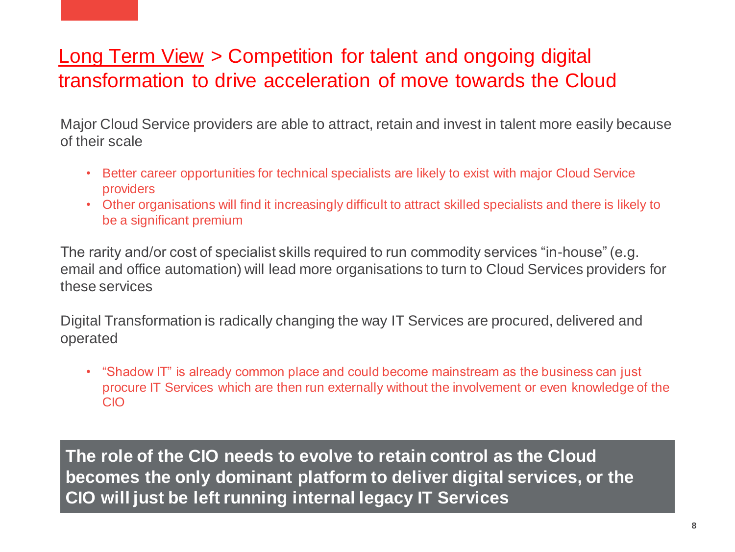## Long Term View > Competition for talent and ongoing digital transformation to drive acceleration of move towards the Cloud

Major Cloud Service providers are able to attract, retain and invest in talent more easily because of their scale

- Better career opportunities for technical specialists are likely to exist with major Cloud Service providers
- Other organisations will find it increasingly difficult to attract skilled specialists and there is likely to be a significant premium

The rarity and/or cost of specialist skills required to run commodity services "in-house" (e.g. email and office automation) will lead more organisations to turn to Cloud Services providers for these services

Digital Transformation is radically changing the way IT Services are procured, delivered and operated

- "Shadow IT" is already common place and could become mainstream as the business can just procure IT Services which are then run externally without the involvement or even knowledge of the CIO

**The role of the CIO needs to evolve to retain control as the Cloud becomes the only dominant platform to deliver digital services, or the CIO will just be left running internal legacy IT Services**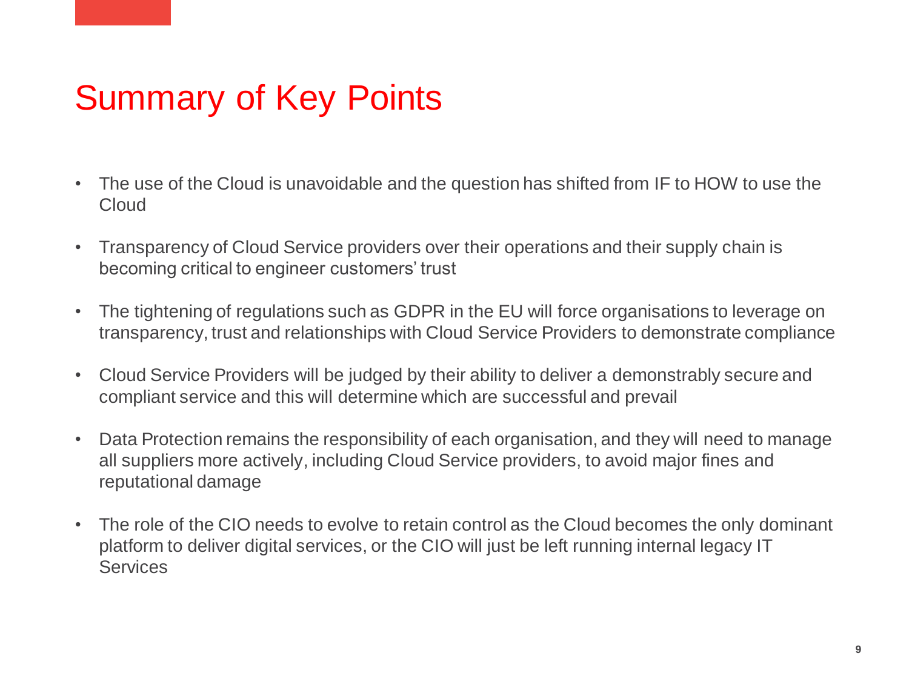# Summary of Key Points

- The use of the Cloud is unavoidable and the question has shifted from IF to HOW to use the Cloud
- Transparency of Cloud Service providers over their operations and their supply chain is becoming critical to engineer customers' trust
- The tightening of regulations such as GDPR in the EU will force organisations to leverage on transparency, trust and relationships with Cloud Service Providers to demonstrate compliance
- Cloud Service Providers will be judged by their ability to deliver a demonstrably secure and compliant service and this will determine which are successful and prevail
- Data Protection remains the responsibility of each organisation, and they will need to manage all suppliers more actively, including Cloud Service providers, to avoid major fines and reputational damage
- The role of the CIO needs to evolve to retain control as the Cloud becomes the only dominant platform to deliver digital services, or the CIO will just be left running internal legacy IT Services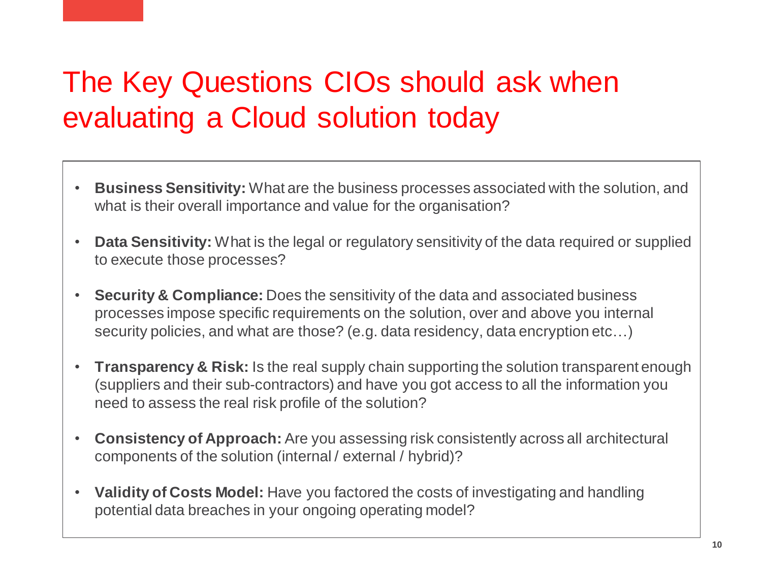# The Key Questions CIOs should ask when evaluating a Cloud solution today

- **Business Sensitivity:** What are the business processes associated with the solution, and what is their overall importance and value for the organisation?
- **Data Sensitivity:** What is the legal or regulatory sensitivity of the data required or supplied to execute those processes?
- **Security & Compliance:** Does the sensitivity of the data and associated business processes impose specific requirements on the solution, over and above you internal security policies, and what are those? (e.g. data residency, data encryption etc…)
- **Transparency & Risk:** Is the real supply chain supporting the solution transparent enough (suppliers and their sub-contractors) and have you got access to all the information you need to assess the real risk profile of the solution?
- **Consistency of Approach:** Are you assessing risk consistently across all architectural components of the solution (internal / external / hybrid)?
- **Validity of Costs Model:** Have you factored the costs of investigating and handling potential data breaches in your ongoing operating model?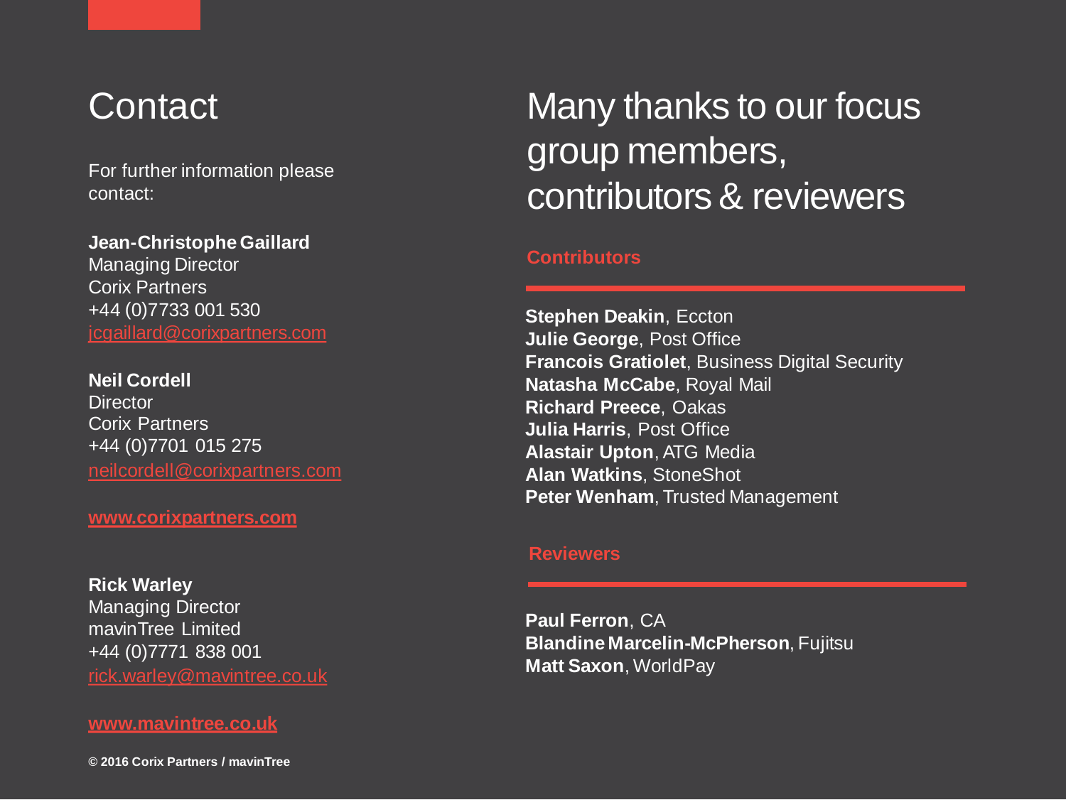# Contact

For further information please contact:

**Jean-Christophe Gaillard**
Managing Director
Corix Partners
+44 (0)7733 001 530
jcgaillard@corixpartners.com

**Neil Cordell**
Director
Corix Partners
+44 (0)7701 015 275
neilcordell@corixpartners.com

**www.corixpartners.com**

**Rick Warley**
Managing Director
mavinTree Limited
+44 (0)7771 838 001
rick.warley@mavintree.co.uk

**www.mavintree.co.uk**

**© 2016 Corix Partners / mavinTree**

# Many thanks to our focus group members, contributors & reviewers

## Contributors

**Stephen Deakin**, Eccton
**Julie George**, Post Office
**Francois Gratiolet**, Business Digital Security
**Natasha McCabe**, Royal Mail
**Richard Preece**, Oakas
**Julia Harris**, Post Office
**Alastair Upton**, ATG Media
**Alan Watkins**, StoneShot
**Peter Wenham**, Trusted Management

## Reviewers

**Paul Ferron**, CA
**Blandine Marcelin-McPherson**, Fujitsu
**Matt Saxon**, WorldPay